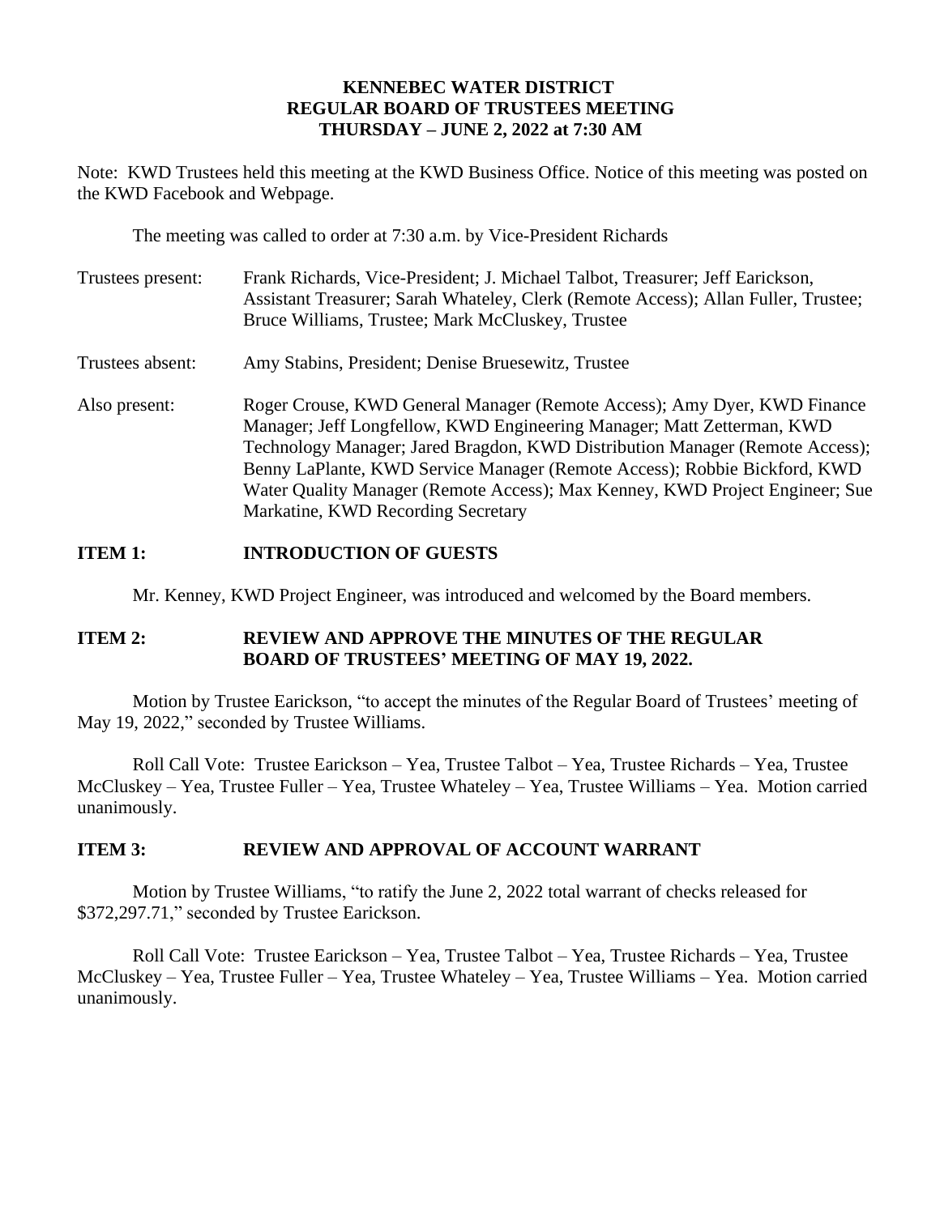# KENNEBEC WATER DISTRICT
## REGULAR BOARD OF TRUSTEES MEETING
## THURSDAY – JUNE 2, 2022 at 7:30 AM

Note: KWD Trustees held this meeting at the KWD Business Office. Notice of this meeting was posted on the KWD Facebook and Webpage.

The meeting was called to order at 7:30 a.m. by Vice-President Richards

Trustees present: Frank Richards, Vice-President; J. Michael Talbot, Treasurer; Jeff Earickson, Assistant Treasurer; Sarah Whateley, Clerk (Remote Access); Allan Fuller, Trustee; Bruce Williams, Trustee; Mark McCluskey, Trustee

Trustees absent: Amy Stabins, President; Denise Bruesewitz, Trustee

Also present: Roger Crouse, KWD General Manager (Remote Access); Amy Dyer, KWD Finance Manager; Jeff Longfellow, KWD Engineering Manager; Matt Zetterman, KWD Technology Manager; Jared Bragdon, KWD Distribution Manager (Remote Access); Benny LaPlante, KWD Service Manager (Remote Access); Robbie Bickford, KWD Water Quality Manager (Remote Access); Max Kenney, KWD Project Engineer; Sue Markatine, KWD Recording Secretary

**ITEM 1: INTRODUCTION OF GUESTS**

Mr. Kenney, KWD Project Engineer, was introduced and welcomed by the Board members.

**ITEM 2: REVIEW AND APPROVE THE MINUTES OF THE REGULAR BOARD OF TRUSTEES' MEETING OF MAY 19, 2022.**

Motion by Trustee Earickson, "to accept the minutes of the Regular Board of Trustees' meeting of May 19, 2022," seconded by Trustee Williams.

Roll Call Vote: Trustee Earickson – Yea, Trustee Talbot – Yea, Trustee Richards – Yea, Trustee McCluskey – Yea, Trustee Fuller – Yea, Trustee Whateley – Yea, Trustee Williams – Yea. Motion carried unanimously.

**ITEM 3: REVIEW AND APPROVAL OF ACCOUNT WARRANT**

Motion by Trustee Williams, "to ratify the June 2, 2022 total warrant of checks released for $372,297.71," seconded by Trustee Earickson.

Roll Call Vote: Trustee Earickson – Yea, Trustee Talbot – Yea, Trustee Richards – Yea, Trustee McCluskey – Yea, Trustee Fuller – Yea, Trustee Whateley – Yea, Trustee Williams – Yea. Motion carried unanimously.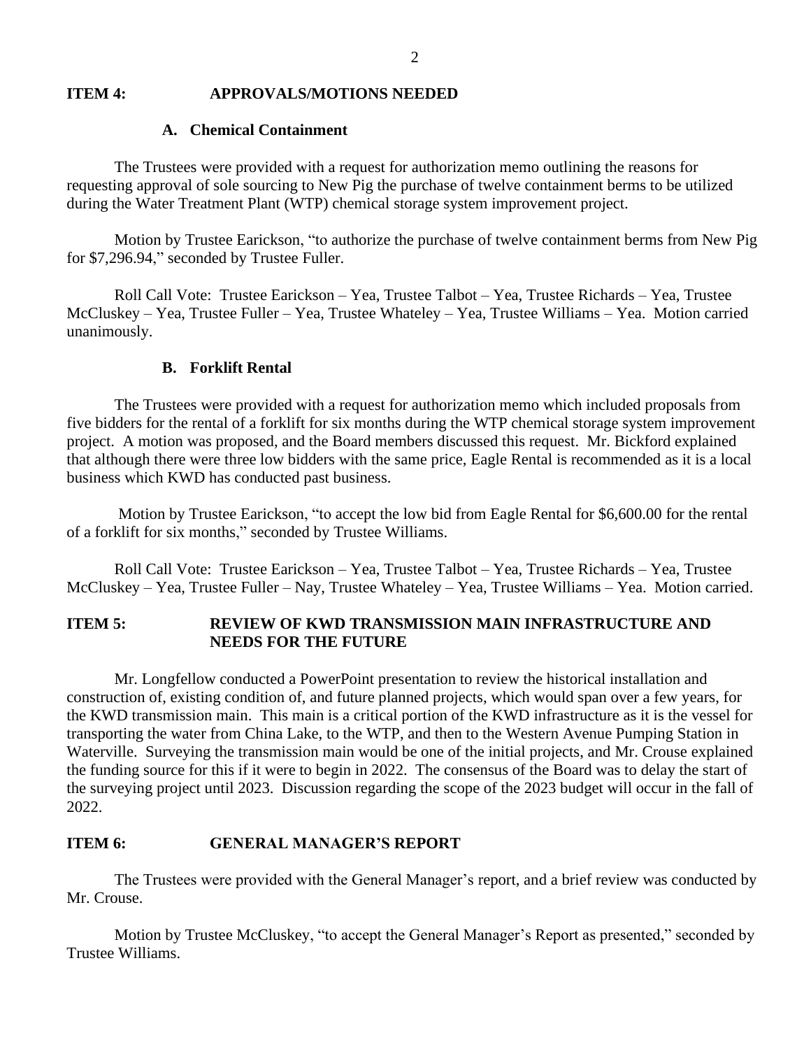## ITEM 4: APPROVALS/MOTIONS NEEDED

### A. Chemical Containment

The Trustees were provided with a request for authorization memo outlining the reasons for requesting approval of sole sourcing to New Pig the purchase of twelve containment berms to be utilized during the Water Treatment Plant (WTP) chemical storage system improvement project.

Motion by Trustee Earickson, "to authorize the purchase of twelve containment berms from New Pig for $7,296.94," seconded by Trustee Fuller.

Roll Call Vote: Trustee Earickson – Yea, Trustee Talbot – Yea, Trustee Richards – Yea, Trustee McCluskey – Yea, Trustee Fuller – Yea, Trustee Whateley – Yea, Trustee Williams – Yea. Motion carried unanimously.

### B. Forklift Rental

The Trustees were provided with a request for authorization memo which included proposals from five bidders for the rental of a forklift for six months during the WTP chemical storage system improvement project. A motion was proposed, and the Board members discussed this request. Mr. Bickford explained that although there were three low bidders with the same price, Eagle Rental is recommended as it is a local business which KWD has conducted past business.

Motion by Trustee Earickson, "to accept the low bid from Eagle Rental for $6,600.00 for the rental of a forklift for six months," seconded by Trustee Williams.

Roll Call Vote: Trustee Earickson – Yea, Trustee Talbot – Yea, Trustee Richards – Yea, Trustee McCluskey – Yea, Trustee Fuller – Nay, Trustee Whateley – Yea, Trustee Williams – Yea. Motion carried.

## ITEM 5: REVIEW OF KWD TRANSMISSION MAIN INFRASTRUCTURE AND NEEDS FOR THE FUTURE

Mr. Longfellow conducted a PowerPoint presentation to review the historical installation and construction of, existing condition of, and future planned projects, which would span over a few years, for the KWD transmission main. This main is a critical portion of the KWD infrastructure as it is the vessel for transporting the water from China Lake, to the WTP, and then to the Western Avenue Pumping Station in Waterville. Surveying the transmission main would be one of the initial projects, and Mr. Crouse explained the funding source for this if it were to begin in 2022. The consensus of the Board was to delay the start of the surveying project until 2023. Discussion regarding the scope of the 2023 budget will occur in the fall of 2022.

## ITEM 6: GENERAL MANAGER'S REPORT

The Trustees were provided with the General Manager's report, and a brief review was conducted by Mr. Crouse.

Motion by Trustee McCluskey, "to accept the General Manager's Report as presented," seconded by Trustee Williams.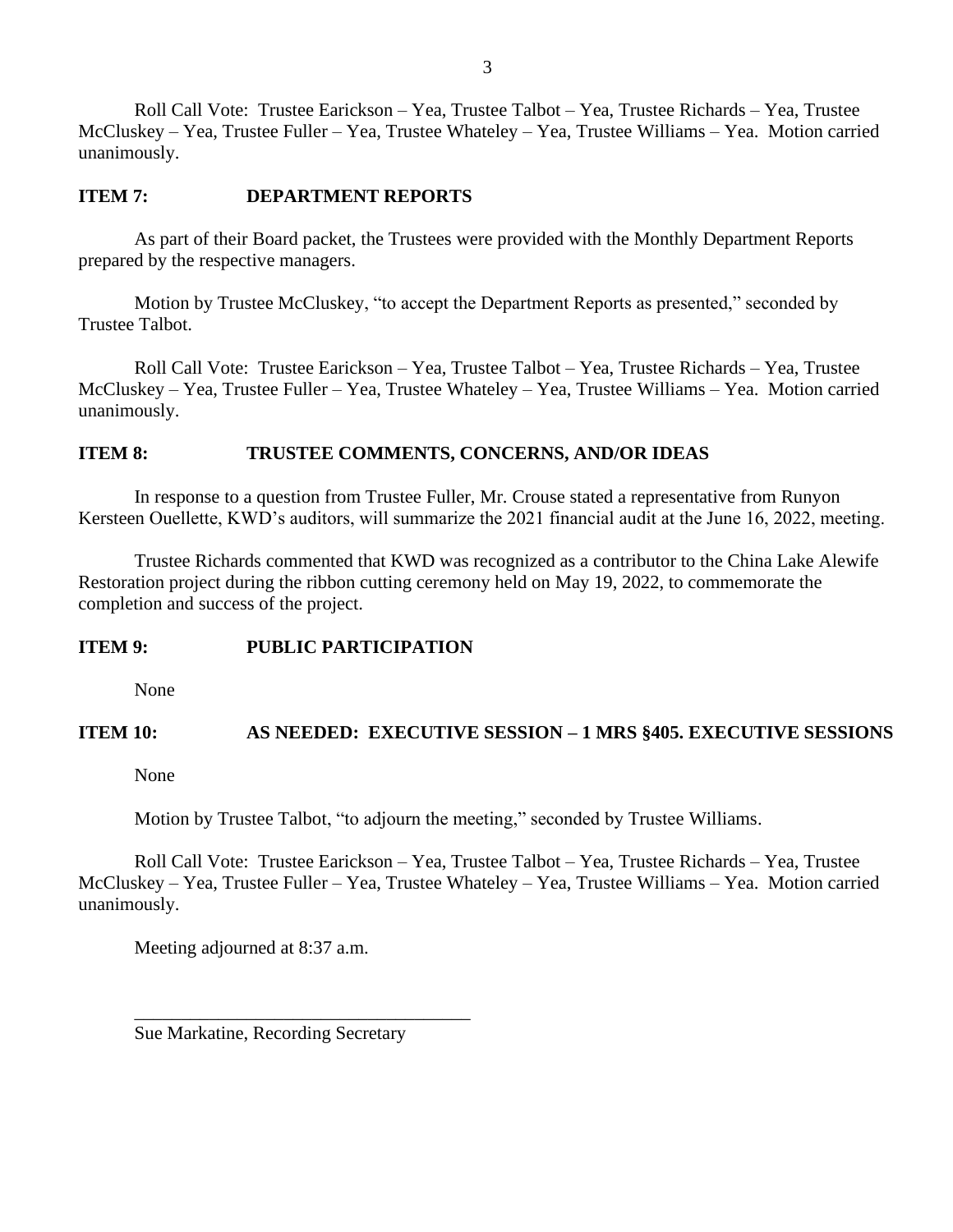Roll Call Vote: Trustee Earickson – Yea, Trustee Talbot – Yea, Trustee Richards – Yea, Trustee McCluskey – Yea, Trustee Fuller – Yea, Trustee Whateley – Yea, Trustee Williams – Yea. Motion carried unanimously.

**ITEM 7: DEPARTMENT REPORTS**

As part of their Board packet, the Trustees were provided with the Monthly Department Reports prepared by the respective managers.

Motion by Trustee McCluskey, "to accept the Department Reports as presented," seconded by Trustee Talbot.

Roll Call Vote: Trustee Earickson – Yea, Trustee Talbot – Yea, Trustee Richards – Yea, Trustee McCluskey – Yea, Trustee Fuller – Yea, Trustee Whateley – Yea, Trustee Williams – Yea. Motion carried unanimously.

**ITEM 8: TRUSTEE COMMENTS, CONCERNS, AND/OR IDEAS**

In response to a question from Trustee Fuller, Mr. Crouse stated a representative from Runyon Kersteen Ouellette, KWD's auditors, will summarize the 2021 financial audit at the June 16, 2022, meeting.

Trustee Richards commented that KWD was recognized as a contributor to the China Lake Alewife Restoration project during the ribbon cutting ceremony held on May 19, 2022, to commemorate the completion and success of the project.

**ITEM 9: PUBLIC PARTICIPATION**

None

**ITEM 10: AS NEEDED: EXECUTIVE SESSION – 1 MRS §405. EXECUTIVE SESSIONS**

None

Motion by Trustee Talbot, "to adjourn the meeting," seconded by Trustee Williams.

Roll Call Vote: Trustee Earickson – Yea, Trustee Talbot – Yea, Trustee Richards – Yea, Trustee McCluskey – Yea, Trustee Fuller – Yea, Trustee Whateley – Yea, Trustee Williams – Yea. Motion carried unanimously.

Meeting adjourned at 8:37 a.m.

\_\_\_\_\_\_\_\_\_\_\_\_\_\_\_\_\_\_\_\_\_\_\_\_\_\_\_\_\_\_\_\_\_\_\_\_

Sue Markatine, Recording Secretary